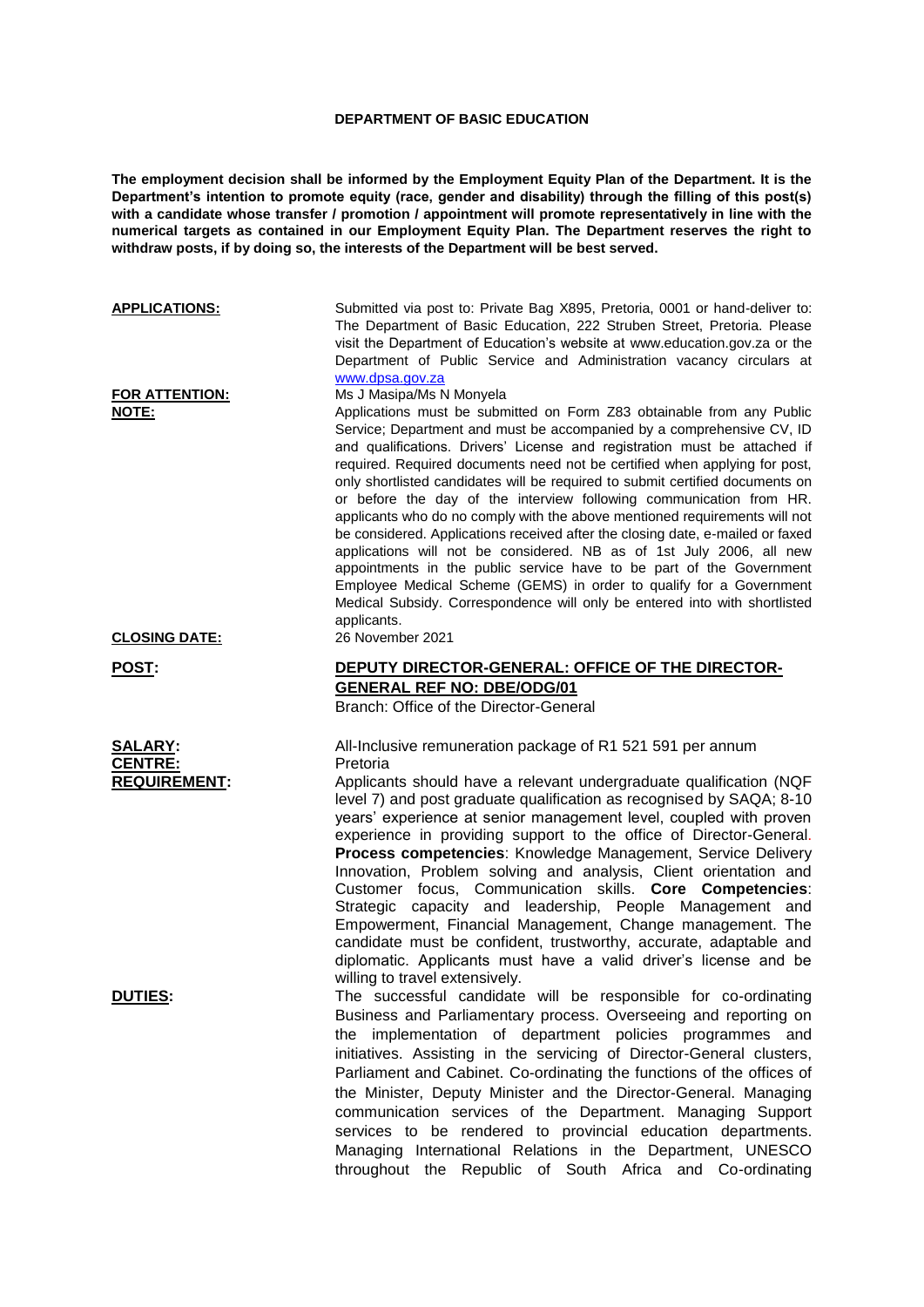**DEPARTMENT OF BASIC EDUCATION**

**The employment decision shall be informed by the Employment Equity Plan of the Department. It is the Department's intention to promote equity (race, gender and disability) through the filling of this post(s) with a candidate whose transfer / promotion / appointment will promote representatively in line with the numerical targets as contained in our Employment Equity Plan. The Department reserves the right to withdraw posts, if by doing so, the interests of the Department will be best served.**

**APPLICATIONS:** Submitted via post to: Private Bag X895, Pretoria, 0001 or hand-deliver to: The Department of Basic Education, 222 Struben Street, Pretoria. Please visit the Department of Education's website at www.education.gov.za or the Department of Public Service and Administration vacancy circulars at www.dpsa.gov.za

**FOR ATTENTION:** Ms J Masipa/Ms N Monyela

**NOTE:** Applications must be submitted on Form Z83 obtainable from any Public Service; Department and must be accompanied by a comprehensive CV, ID and qualifications. Drivers' License and registration must be attached if required. Required documents need not be certified when applying for post, only shortlisted candidates will be required to submit certified documents on or before the day of the interview following communication from HR. applicants who do no comply with the above mentioned requirements will not be considered. Applications received after the closing date, e-mailed or faxed applications will not be considered. NB as of 1st July 2006, all new appointments in the public service have to be part of the Government Employee Medical Scheme (GEMS) in order to qualify for a Government Medical Subsidy. Correspondence will only be entered into with shortlisted applicants.

**CLOSING DATE:** 26 November 2021

**POST:** **DEPUTY DIRECTOR-GENERAL: OFFICE OF THE DIRECTOR-GENERAL REF NO: DBE/ODG/01**
Branch: Office of the Director-General

**SALARY:** All-Inclusive remuneration package of R1 521 591 per annum

**CENTRE:** Pretoria

**REQUIREMENT:** Applicants should have a relevant undergraduate qualification (NQF level 7) and post graduate qualification as recognised by SAQA; 8-10 years' experience at senior management level, coupled with proven experience in providing support to the office of Director-General. **Process competencies**: Knowledge Management, Service Delivery Innovation, Problem solving and analysis, Client orientation and Customer focus, Communication skills. **Core Competencies**: Strategic capacity and leadership, People Management and Empowerment, Financial Management, Change management. The candidate must be confident, trustworthy, accurate, adaptable and diplomatic. Applicants must have a valid driver's license and be willing to travel extensively.

**DUTIES:** The successful candidate will be responsible for co-ordinating Business and Parliamentary process. Overseeing and reporting on the implementation of department policies programmes and initiatives. Assisting in the servicing of Director-General clusters, Parliament and Cabinet. Co-ordinating the functions of the offices of the Minister, Deputy Minister and the Director-General. Managing communication services of the Department. Managing Support services to be rendered to provincial education departments. Managing International Relations in the Department, UNESCO throughout the Republic of South Africa and Co-ordinating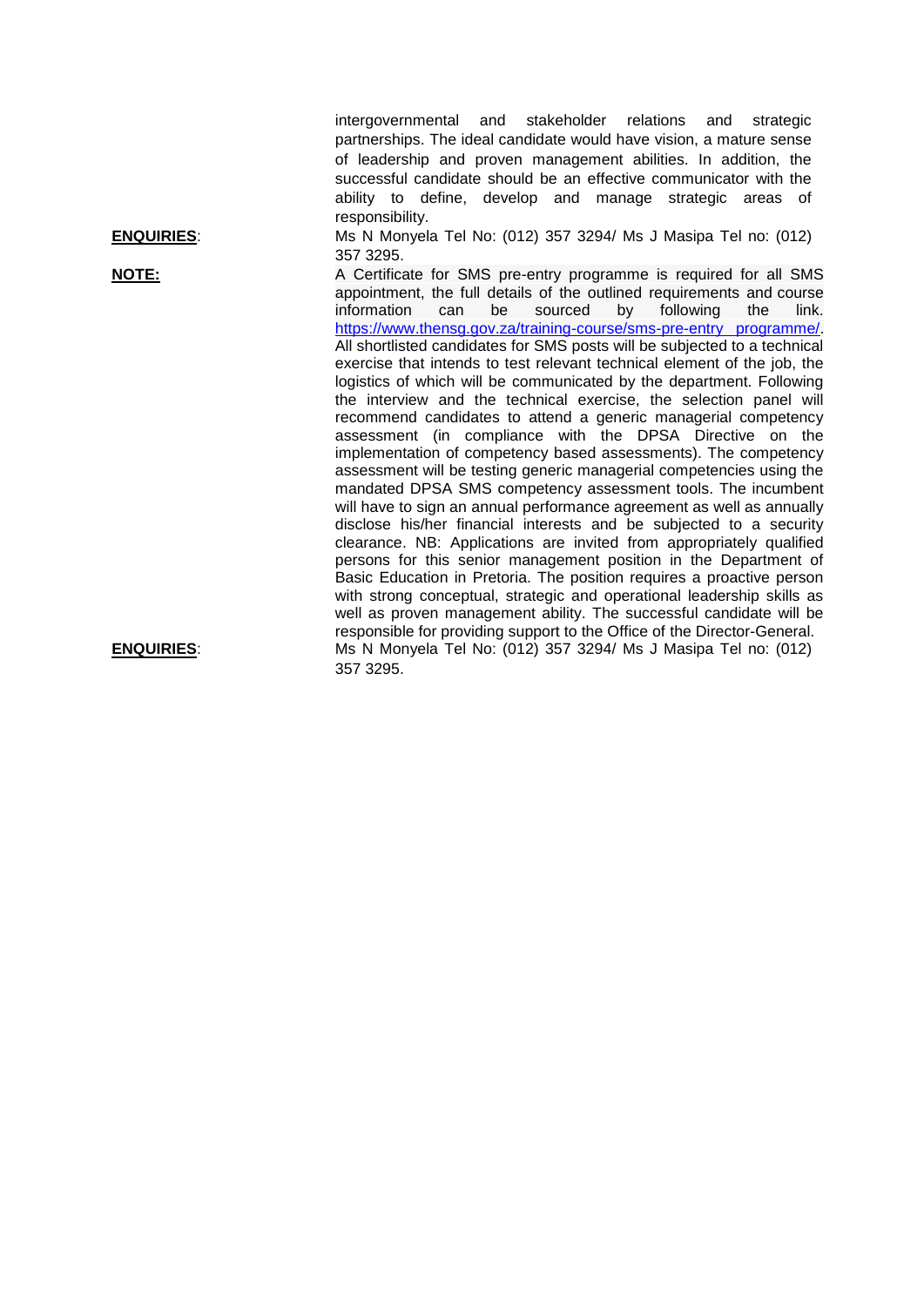intergovernmental and stakeholder relations and strategic partnerships. The ideal candidate would have vision, a mature sense of leadership and proven management abilities. In addition, the successful candidate should be an effective communicator with the ability to define, develop and manage strategic areas of responsibility.

**ENQUIRIES**: Ms N Monyela Tel No: (012) 357 3294/ Ms J Masipa Tel no: (012) 357 3295.

**NOTE:** A Certificate for SMS pre-entry programme is required for all SMS appointment, the full details of the outlined requirements and course information can be sourced by following the link. [https://www.thensg.gov.za/training-course/sms-pre-entry programme/](https://www.thensg.gov.za/training-course/sms-pre-entry%20programme/). All shortlisted candidates for SMS posts will be subjected to a technical exercise that intends to test relevant technical element of the job, the logistics of which will be communicated by the department. Following the interview and the technical exercise, the selection panel will recommend candidates to attend a generic managerial competency assessment (in compliance with the DPSA Directive on the implementation of competency based assessments). The competency assessment will be testing generic managerial competencies using the mandated DPSA SMS competency assessment tools. The incumbent will have to sign an annual performance agreement as well as annually disclose his/her financial interests and be subjected to a security clearance. NB: Applications are invited from appropriately qualified persons for this senior management position in the Department of Basic Education in Pretoria. The position requires a proactive person with strong conceptual, strategic and operational leadership skills as well as proven management ability. The successful candidate will be responsible for providing support to the Office of the Director-General.

**ENQUIRIES**: Ms N Monyela Tel No: (012) 357 3294/ Ms J Masipa Tel no: (012) 357 3295.